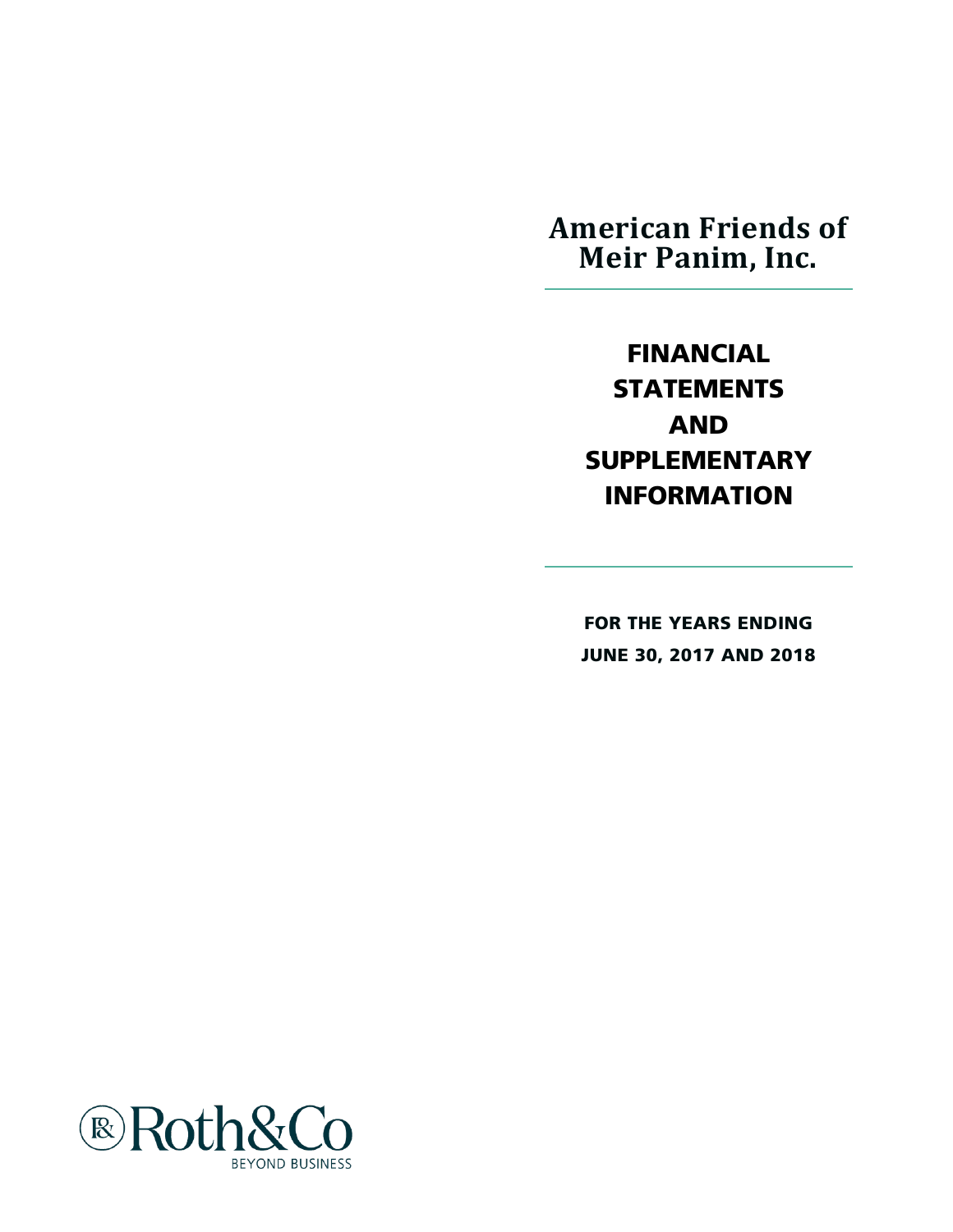# American Friends of Meir Panim, Inc.

## FINANCIAL STATEMENTS AND SUPPLEMENTARY INFORMATION

**FOR THE YEARS ENDING JUNE 30, 2017 AND 2018**

Roth&Co

BEYOND BUSINESS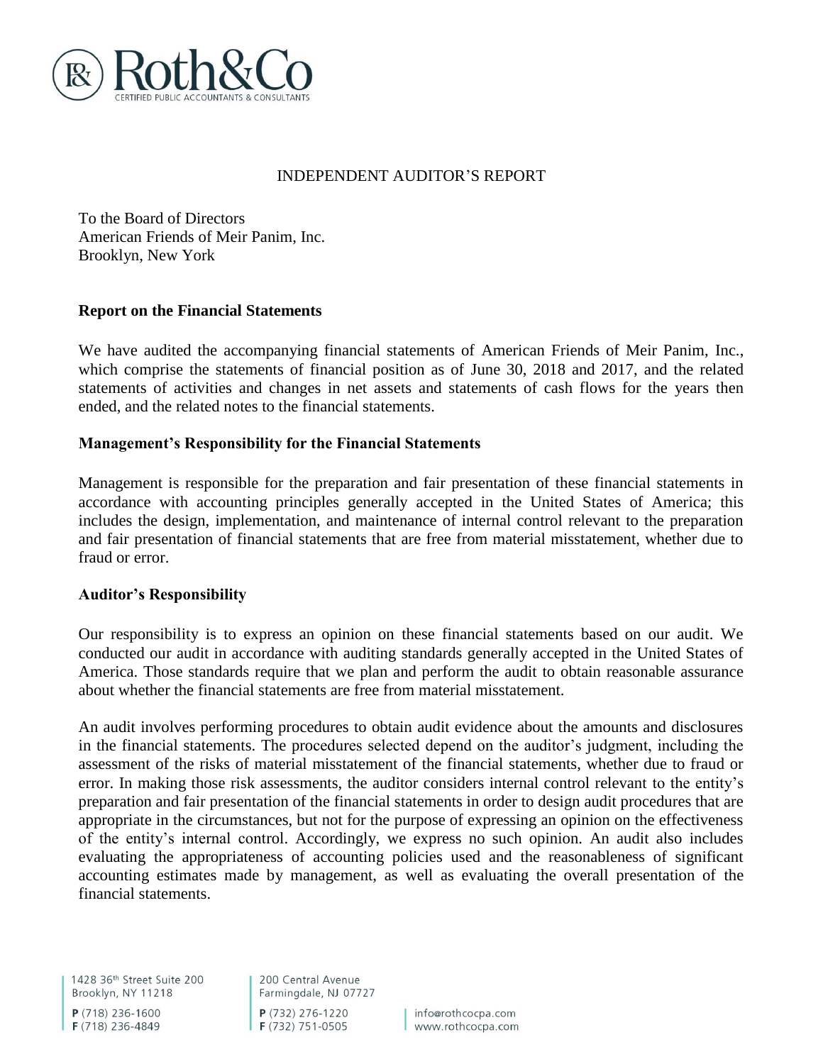# INDEPENDENT AUDITOR'S REPORT

To the Board of Directors
American Friends of Meir Panim, Inc.
Brooklyn, New York

**Report on the Financial Statements**

We have audited the accompanying financial statements of American Friends of Meir Panim, Inc., which comprise the statements of financial position as of June 30, 2018 and 2017, and the related statements of activities and changes in net assets and statements of cash flows for the years then ended, and the related notes to the financial statements.

**Management's Responsibility for the Financial Statements**

Management is responsible for the preparation and fair presentation of these financial statements in accordance with accounting principles generally accepted in the United States of America; this includes the design, implementation, and maintenance of internal control relevant to the preparation and fair presentation of financial statements that are free from material misstatement, whether due to fraud or error.

**Auditor's Responsibility**

Our responsibility is to express an opinion on these financial statements based on our audit. We conducted our audit in accordance with auditing standards generally accepted in the United States of America. Those standards require that we plan and perform the audit to obtain reasonable assurance about whether the financial statements are free from material misstatement.

An audit involves performing procedures to obtain audit evidence about the amounts and disclosures in the financial statements. The procedures selected depend on the auditor's judgment, including the assessment of the risks of material misstatement of the financial statements, whether due to fraud or error. In making those risk assessments, the auditor considers internal control relevant to the entity's preparation and fair presentation of the financial statements in order to design audit procedures that are appropriate in the circumstances, but not for the purpose of expressing an opinion on the effectiveness of the entity's internal control. Accordingly, we express no such opinion. An audit also includes evaluating the appropriateness of accounting policies used and the reasonableness of significant accounting estimates made by management, as well as evaluating the overall presentation of the financial statements.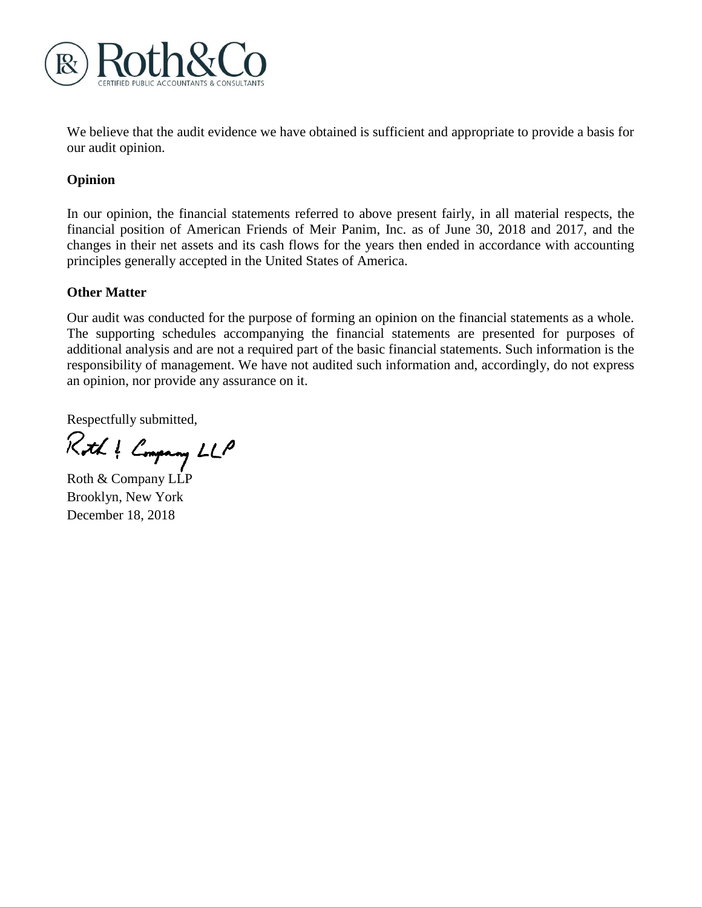We believe that the audit evidence we have obtained is sufficient and appropriate to provide a basis for our audit opinion.

**Opinion**

In our opinion, the financial statements referred to above present fairly, in all material respects, the financial position of American Friends of Meir Panim, Inc. as of June 30, 2018 and 2017, and the changes in their net assets and its cash flows for the years then ended in accordance with accounting principles generally accepted in the United States of America.

**Other Matter**

Our audit was conducted for the purpose of forming an opinion on the financial statements as a whole. The supporting schedules accompanying the financial statements are presented for purposes of additional analysis and are not a required part of the basic financial statements. Such information is the responsibility of management. We have not audited such information and, accordingly, do not express an opinion, nor provide any assurance on it.

Respectfully submitted,

Roth & Company LLP

Roth & Company LLP
Brooklyn, New York
December 18, 2018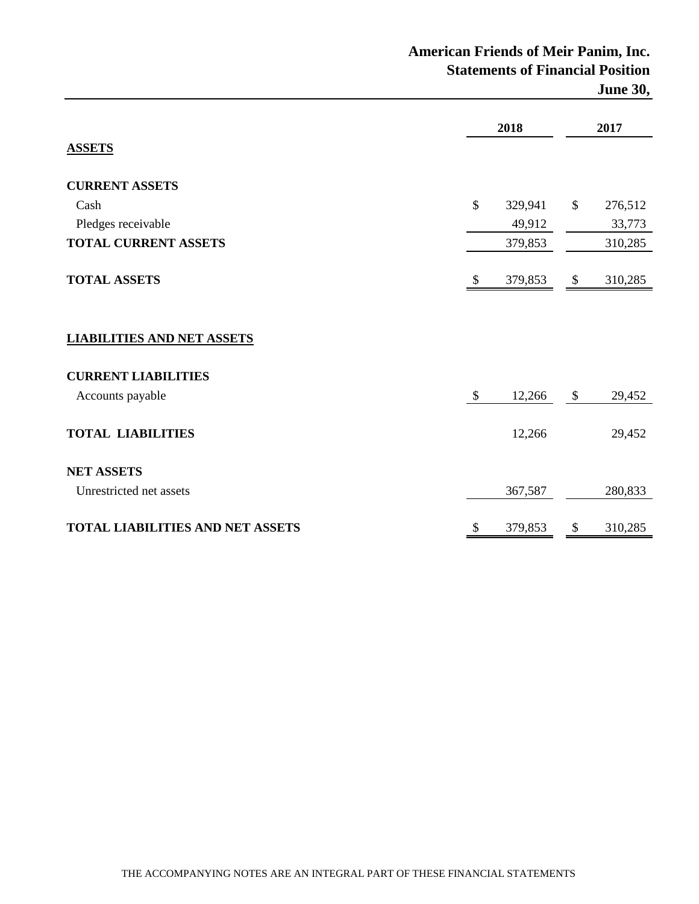# American Friends of Meir Panim, Inc.
## Statements of Financial Position
### June 30,

| | 2018 | 2017 |
|---|---|---|
| **ASSETS** | | |
| **CURRENT ASSETS** | | |
| Cash | $ 329,941 | $ 276,512 |
| Pledges receivable | 49,912 | 33,773 |
| **TOTAL CURRENT ASSETS** | 379,853 | 310,285 |
| **TOTAL ASSETS** | $ 379,853 | $ 310,285 |
| **LIABILITIES AND NET ASSETS** | | |
| **CURRENT LIABILITIES** | | |
| Accounts payable | $ 12,266 | $ 29,452 |
| **TOTAL LIABILITIES** | 12,266 | 29,452 |
| **NET ASSETS** | | |
| Unrestricted net assets | 367,587 | 280,833 |
| **TOTAL LIABILITIES AND NET ASSETS** | $ 379,853 | $ 310,285 |

THE ACCOMPANYING NOTES ARE AN INTEGRAL PART OF THESE FINANCIAL STATEMENTS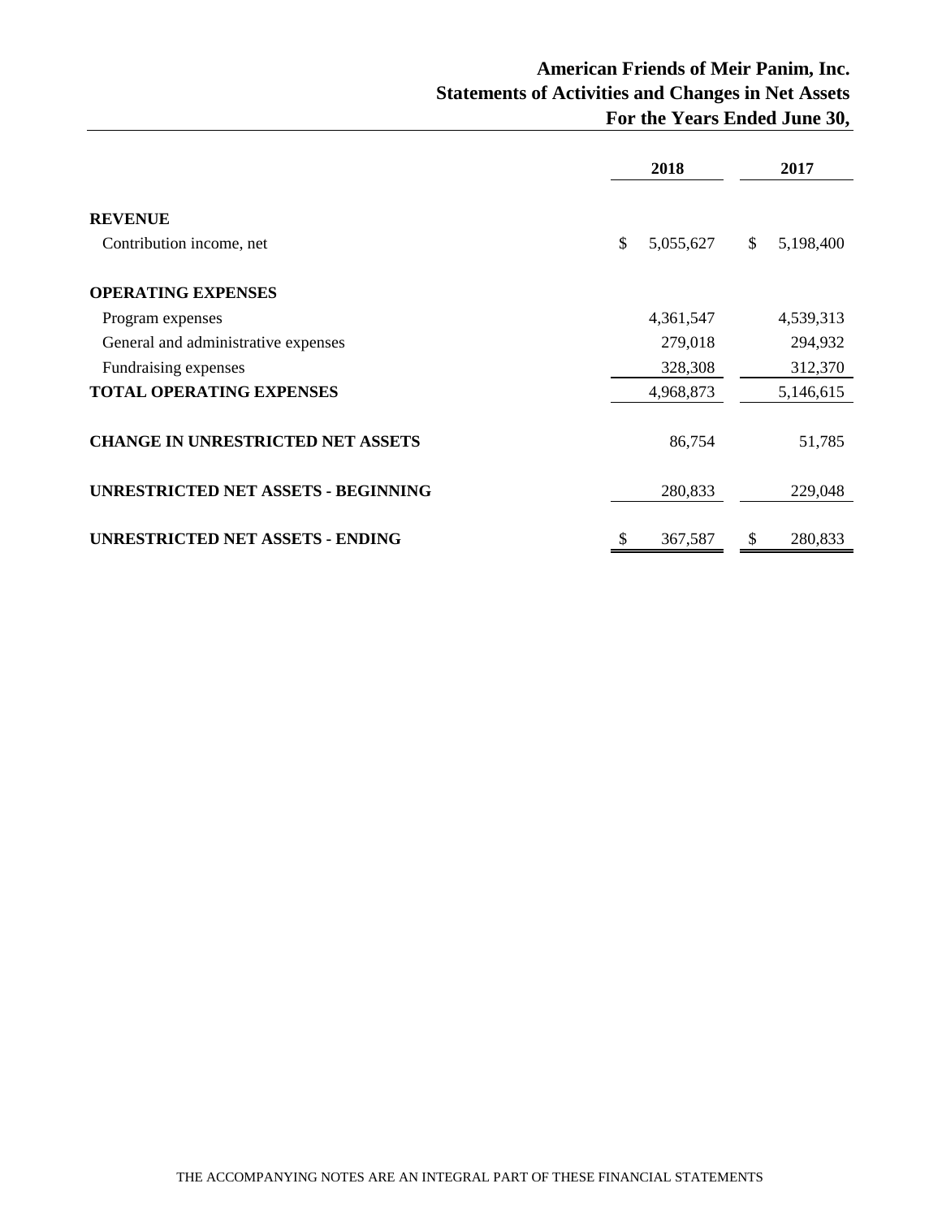# American Friends of Meir Panim, Inc.
## Statements of Activities and Changes in Net Assets
### For the Years Ended June 30,

| | 2018 | 2017 |
|---|---|---|
| **REVENUE** | | |
| Contribution income, net | $ 5,055,627 | $ 5,198,400 |
| **OPERATING EXPENSES** | | |
| Program expenses | 4,361,547 | 4,539,313 |
| General and administrative expenses | 279,018 | 294,932 |
| Fundraising expenses | 328,308 | 312,370 |
| **TOTAL OPERATING EXPENSES** | 4,968,873 | 5,146,615 |
| **CHANGE IN UNRESTRICTED NET ASSETS** | 86,754 | 51,785 |
| **UNRESTRICTED NET ASSETS - BEGINNING** | 280,833 | 229,048 |
| **UNRESTRICTED NET ASSETS - ENDING** | $ 367,587 | $ 280,833 |

THE ACCOMPANYING NOTES ARE AN INTEGRAL PART OF THESE FINANCIAL STATEMENTS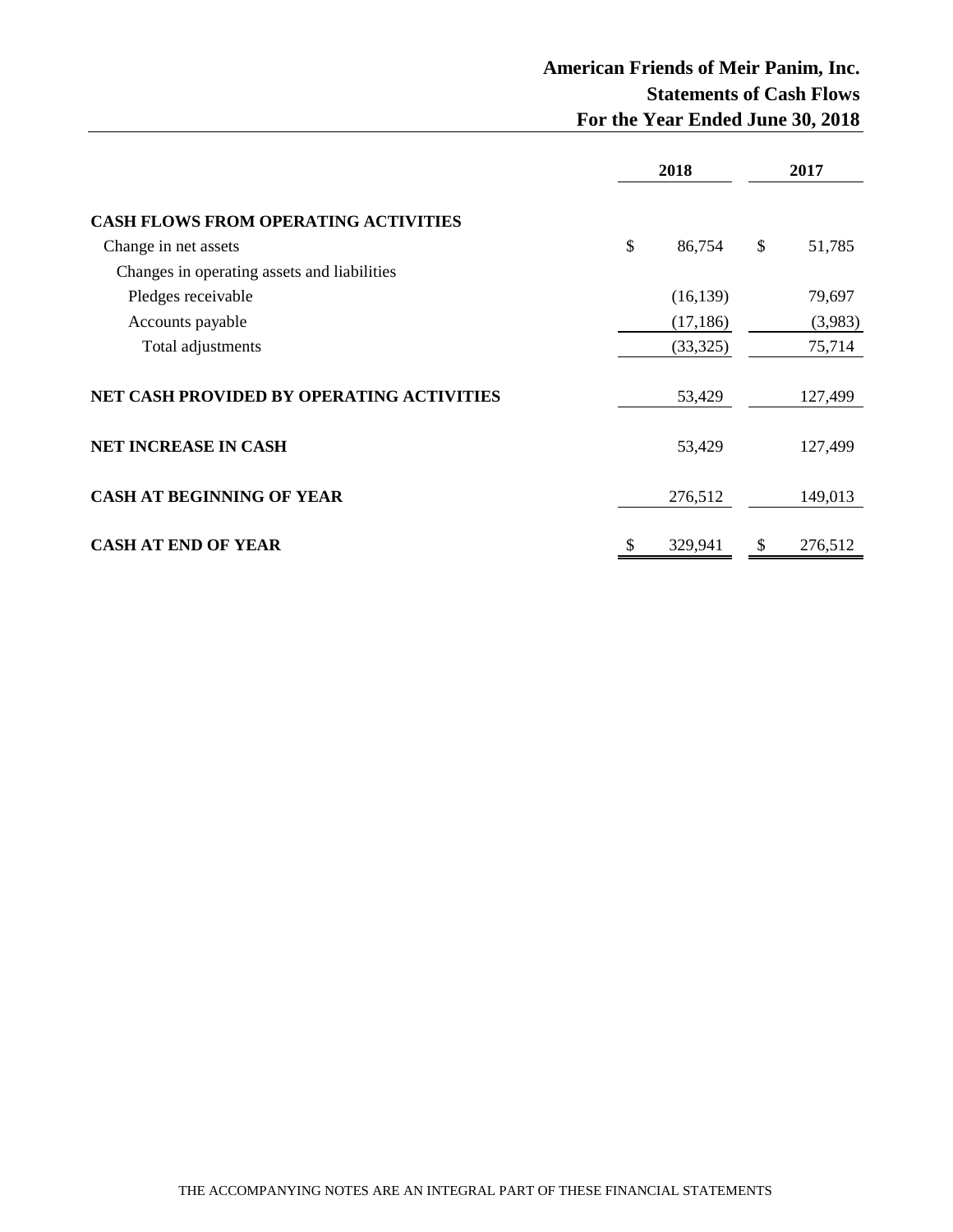# American Friends of Meir Panim, Inc.
## Statements of Cash Flows
### For the Year Ended June 30, 2018

| | 2018 | 2017 |
|---|---|---|
| **CASH FLOWS FROM OPERATING ACTIVITIES** | | |
| Change in net assets | $ 86,754 | $ 51,785 |
| Changes in operating assets and liabilities | | |
| Pledges receivable | (16,139) | 79,697 |
| Accounts payable | (17,186) | (3,983) |
| Total adjustments | (33,325) | 75,714 |
| **NET CASH PROVIDED BY OPERATING ACTIVITIES** | 53,429 | 127,499 |
| **NET INCREASE IN CASH** | 53,429 | 127,499 |
| **CASH AT BEGINNING OF YEAR** | 276,512 | 149,013 |
| **CASH AT END OF YEAR** | $ 329,941 | $ 276,512 |

THE ACCOMPANYING NOTES ARE AN INTEGRAL PART OF THESE FINANCIAL STATEMENTS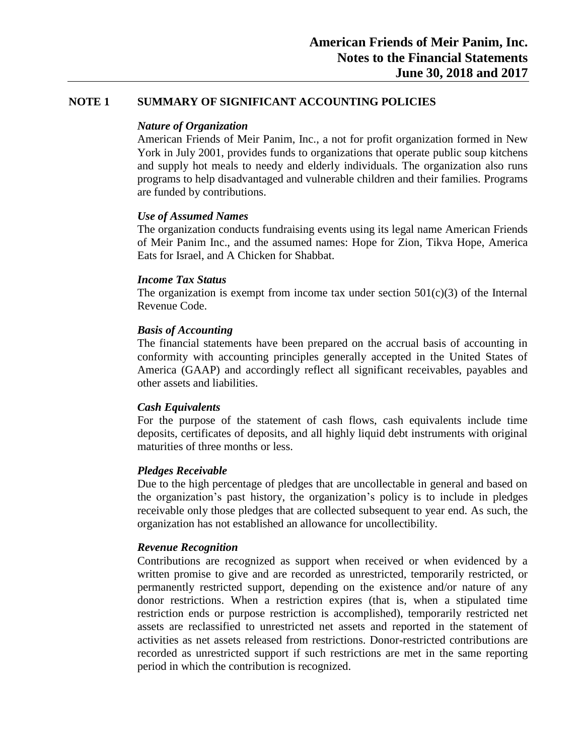## NOTE 1 SUMMARY OF SIGNIFICANT ACCOUNTING POLICIES

***Nature of Organization***

American Friends of Meir Panim, Inc., a not for profit organization formed in New York in July 2001, provides funds to organizations that operate public soup kitchens and supply hot meals to needy and elderly individuals. The organization also runs programs to help disadvantaged and vulnerable children and their families. Programs are funded by contributions.

***Use of Assumed Names***

The organization conducts fundraising events using its legal name American Friends of Meir Panim Inc., and the assumed names: Hope for Zion, Tikva Hope, America Eats for Israel, and A Chicken for Shabbat.

***Income Tax Status***

The organization is exempt from income tax under section 501(c)(3) of the Internal Revenue Code.

***Basis of Accounting***

The financial statements have been prepared on the accrual basis of accounting in conformity with accounting principles generally accepted in the United States of America (GAAP) and accordingly reflect all significant receivables, payables and other assets and liabilities.

***Cash Equivalents***

For the purpose of the statement of cash flows, cash equivalents include time deposits, certificates of deposits, and all highly liquid debt instruments with original maturities of three months or less.

***Pledges Receivable***

Due to the high percentage of pledges that are uncollectable in general and based on the organization's past history, the organization's policy is to include in pledges receivable only those pledges that are collected subsequent to year end. As such, the organization has not established an allowance for uncollectibility.

***Revenue Recognition***

Contributions are recognized as support when received or when evidenced by a written promise to give and are recorded as unrestricted, temporarily restricted, or permanently restricted support, depending on the existence and/or nature of any donor restrictions. When a restriction expires (that is, when a stipulated time restriction ends or purpose restriction is accomplished), temporarily restricted net assets are reclassified to unrestricted net assets and reported in the statement of activities as net assets released from restrictions. Donor-restricted contributions are recorded as unrestricted support if such restrictions are met in the same reporting period in which the contribution is recognized.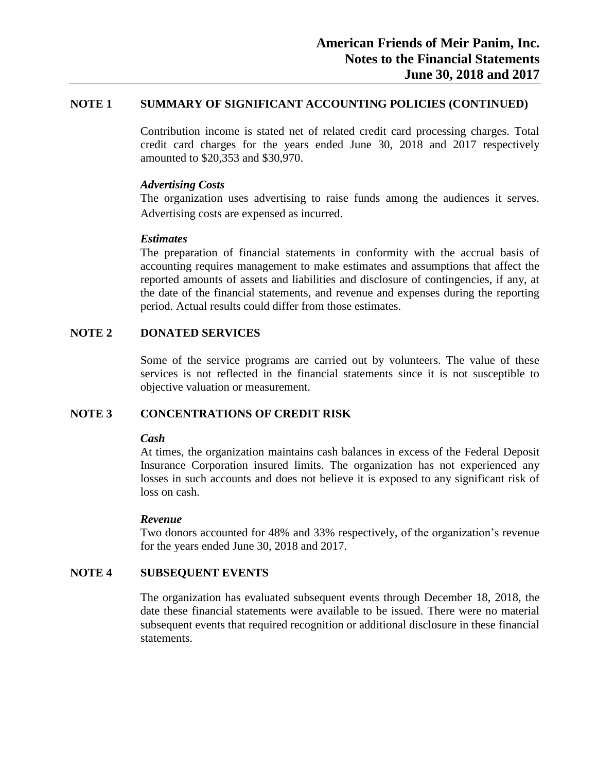## NOTE 1 SUMMARY OF SIGNIFICANT ACCOUNTING POLICIES (CONTINUED)

Contribution income is stated net of related credit card processing charges. Total credit card charges for the years ended June 30, 2018 and 2017 respectively amounted to $20,353 and $30,970.

***Advertising Costs***

The organization uses advertising to raise funds among the audiences it serves. Advertising costs are expensed as incurred.

***Estimates***

The preparation of financial statements in conformity with the accrual basis of accounting requires management to make estimates and assumptions that affect the reported amounts of assets and liabilities and disclosure of contingencies, if any, at the date of the financial statements, and revenue and expenses during the reporting period. Actual results could differ from those estimates.

## NOTE 2 DONATED SERVICES

Some of the service programs are carried out by volunteers. The value of these services is not reflected in the financial statements since it is not susceptible to objective valuation or measurement.

## NOTE 3 CONCENTRATIONS OF CREDIT RISK

***Cash***

At times, the organization maintains cash balances in excess of the Federal Deposit Insurance Corporation insured limits. The organization has not experienced any losses in such accounts and does not believe it is exposed to any significant risk of loss on cash.

***Revenue***

Two donors accounted for 48% and 33% respectively, of the organization's revenue for the years ended June 30, 2018 and 2017.

## NOTE 4 SUBSEQUENT EVENTS

The organization has evaluated subsequent events through December 18, 2018, the date these financial statements were available to be issued. There were no material subsequent events that required recognition or additional disclosure in these financial statements.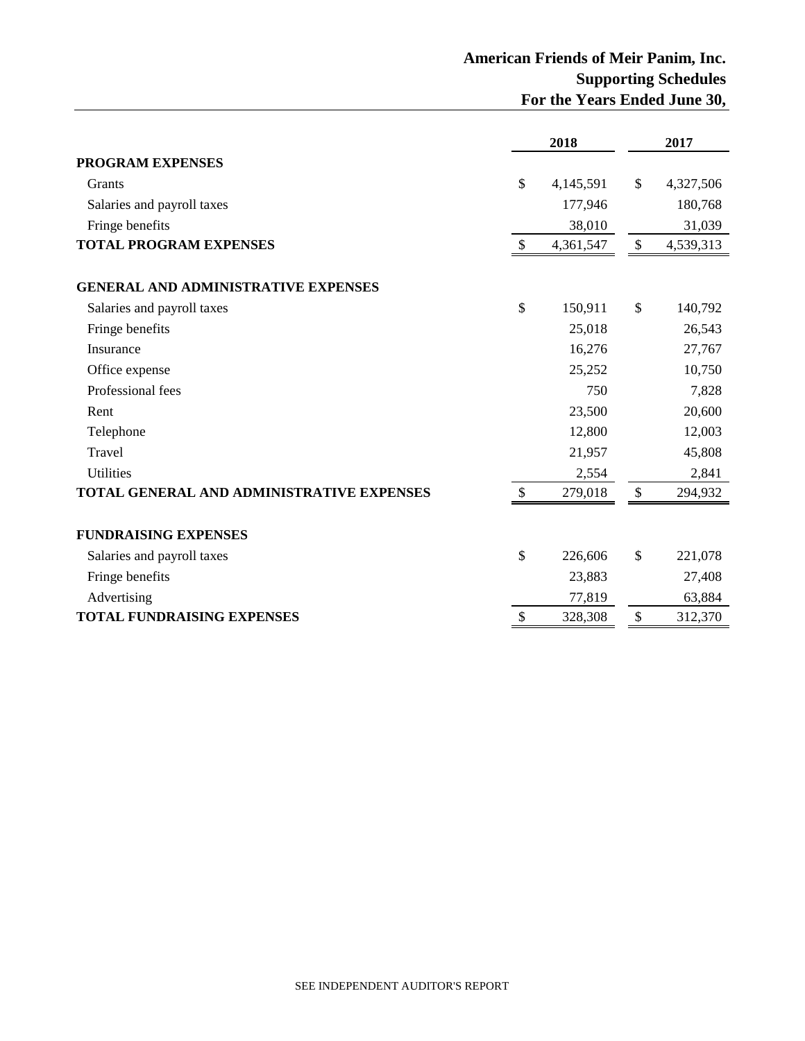# American Friends of Meir Panim, Inc.
## Supporting Schedules
## For the Years Ended June 30,

| | 2018 | 2017 |
|---|---|---|
| **PROGRAM EXPENSES** | | |
| Grants | $ 4,145,591 | $ 4,327,506 |
| Salaries and payroll taxes | 177,946 | 180,768 |
| Fringe benefits | 38,010 | 31,039 |
| **TOTAL PROGRAM EXPENSES** | $ 4,361,547 | $ 4,539,313 |
| | | |
| **GENERAL AND ADMINISTRATIVE EXPENSES** | | |
| Salaries and payroll taxes | $ 150,911 | $ 140,792 |
| Fringe benefits | 25,018 | 26,543 |
| Insurance | 16,276 | 27,767 |
| Office expense | 25,252 | 10,750 |
| Professional fees | 750 | 7,828 |
| Rent | 23,500 | 20,600 |
| Telephone | 12,800 | 12,003 |
| Travel | 21,957 | 45,808 |
| Utilities | 2,554 | 2,841 |
| **TOTAL GENERAL AND ADMINISTRATIVE EXPENSES** | $ 279,018 | $ 294,932 |
| | | |
| **FUNDRAISING EXPENSES** | | |
| Salaries and payroll taxes | $ 226,606 | $ 221,078 |
| Fringe benefits | 23,883 | 27,408 |
| Advertising | 77,819 | 63,884 |
| **TOTAL FUNDRAISING EXPENSES** | $ 328,308 | $ 312,370 |

SEE INDEPENDENT AUDITOR'S REPORT